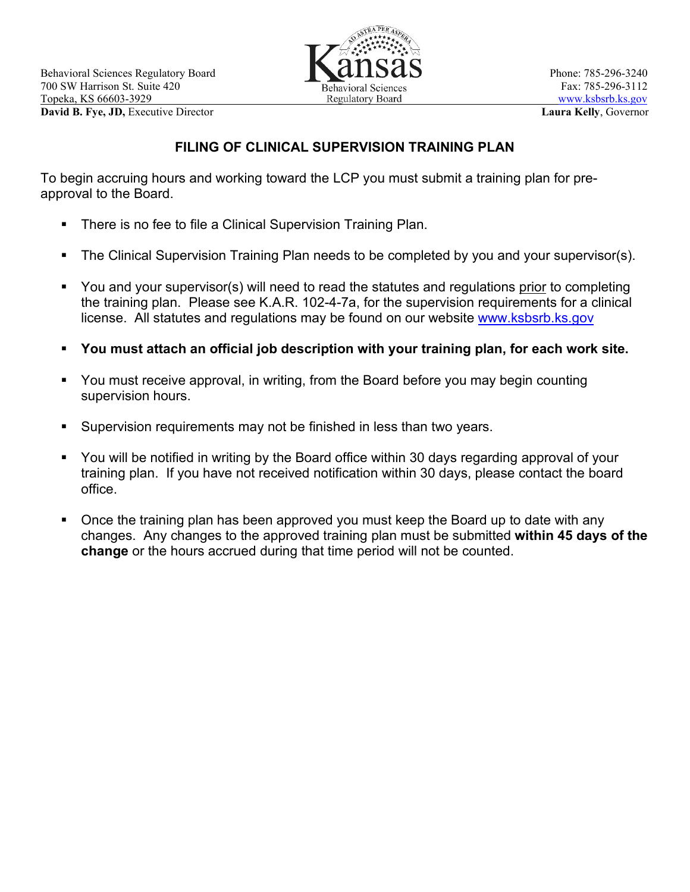Behavioral Sciences Regulatory Board
700 SW Harrison St. Suite 420
Topeka, KS 66603-3929
**David B. Fye, JD,** Executive Director

Kansas Behavioral Sciences Regulatory Board

Phone: 785-296-3240
Fax: 785-296-3112
www.ksbsrb.ks.gov
**Laura Kelly**, Governor

## FILING OF CLINICAL SUPERVISION TRAINING PLAN

To begin accruing hours and working toward the LCP you must submit a training plan for pre-approval to the Board.

- There is no fee to file a Clinical Supervision Training Plan.
- The Clinical Supervision Training Plan needs to be completed by you and your supervisor(s).
- You and your supervisor(s) will need to read the statutes and regulations prior to completing the training plan. Please see K.A.R. 102-4-7a, for the supervision requirements for a clinical license. All statutes and regulations may be found on our website www.ksbsrb.ks.gov
- **You must attach an official job description with your training plan, for each work site.**
- You must receive approval, in writing, from the Board before you may begin counting supervision hours.
- Supervision requirements may not be finished in less than two years.
- You will be notified in writing by the Board office within 30 days regarding approval of your training plan. If you have not received notification within 30 days, please contact the board office.
- Once the training plan has been approved you must keep the Board up to date with any changes. Any changes to the approved training plan must be submitted **within 45 days of the change** or the hours accrued during that time period will not be counted.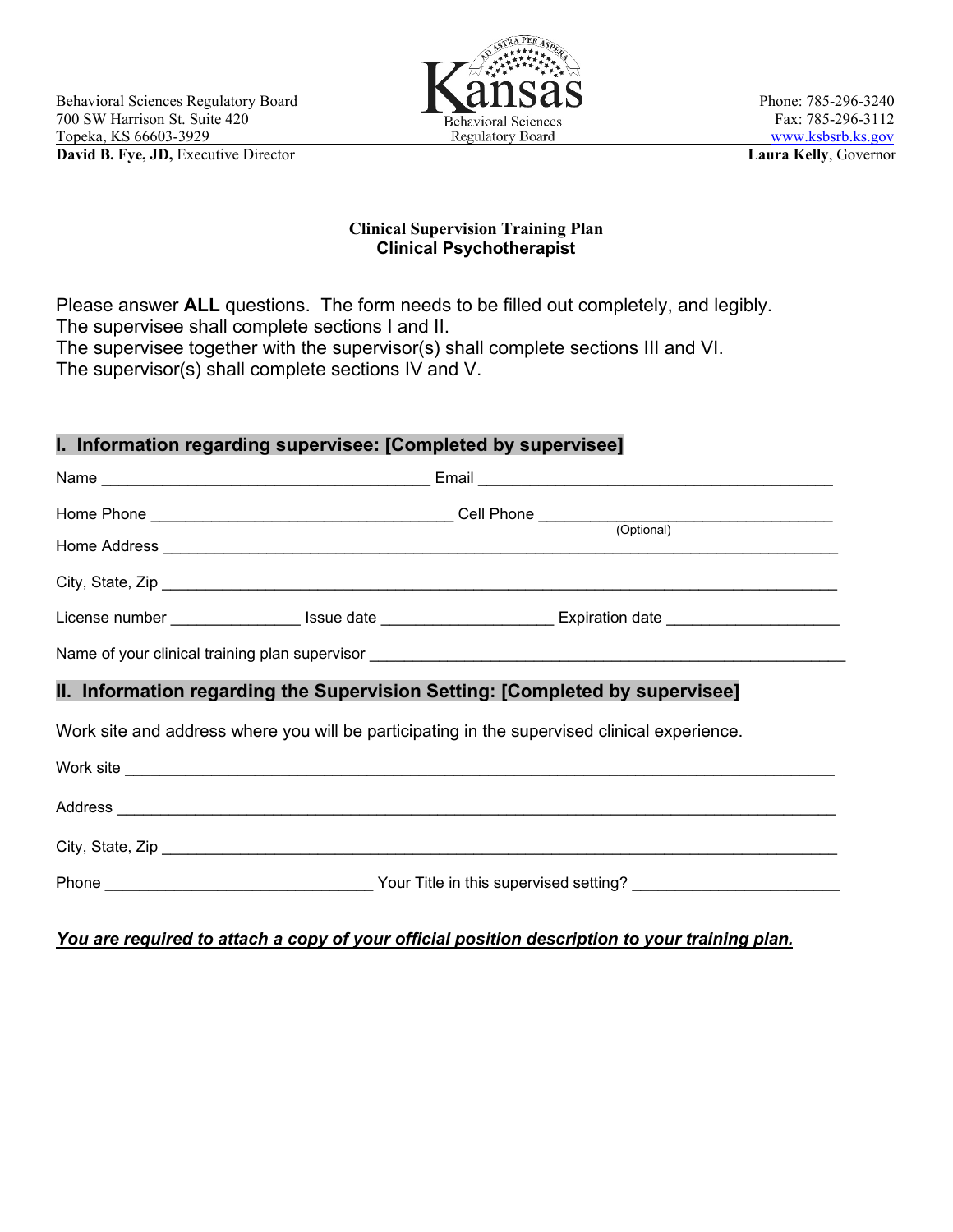Behavioral Sciences Regulatory Board
700 SW Harrison St. Suite 420
Topeka, KS 66603-3929
**David B. Fye, JD,** Executive Director

Kansas Behavioral Sciences Regulatory Board

Phone: 785-296-3240
Fax: 785-296-3112
www.ksbsrb.ks.gov
**Laura Kelly**, Governor

**Clinical Supervision Training Plan**
**Clinical Psychotherapist**

Please answer **ALL** questions. The form needs to be filled out completely, and legibly.
The supervisee shall complete sections I and II.
The supervisee together with the supervisor(s) shall complete sections III and VI.
The supervisor(s) shall complete sections IV and V.

## I. Information regarding supervisee: [Completed by supervisee]

Name ____________________________________ Email ________________________________________

Home Phone _________________________________ Cell Phone _________________________________ (Optional)

Home Address ____________________________________________________________________________

City, State, Zip __________________________________________________________________________

License number ______________ Issue date ___________________ Expiration date ___________________

Name of your clinical training plan supervisor ____________________________________________________

## II. Information regarding the Supervision Setting: [Completed by supervisee]

Work site and address where you will be participating in the supervised clinical experience.

Work site ________________________________________________________________________________

Address _________________________________________________________________________________

City, State, Zip __________________________________________________________________________

Phone ______________________________ Your Title in this supervised setting? _______________________

***You are required to attach a copy of your official position description to your training plan.***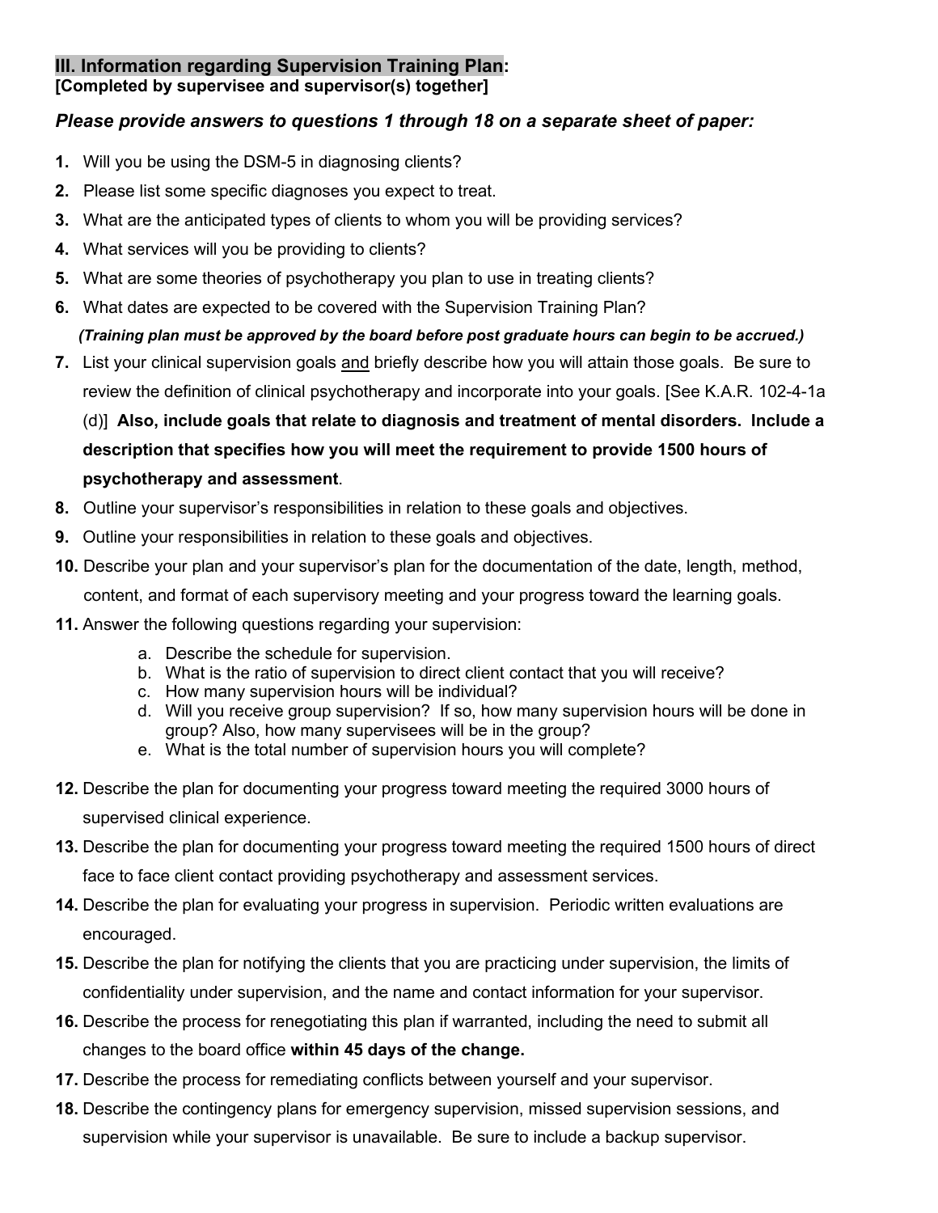## III. Information regarding Supervision Training Plan:

**[Completed by supervisee and supervisor(s) together]**

***Please provide answers to questions 1 through 18 on a separate sheet of paper:***

1. Will you be using the DSM-5 in diagnosing clients?
2. Please list some specific diagnoses you expect to treat.
3. What are the anticipated types of clients to whom you will be providing services?
4. What services will you be providing to clients?
5. What are some theories of psychotherapy you plan to use in treating clients?
6. What dates are expected to be covered with the Supervision Training Plan?
   ***(Training plan must be approved by the board before post graduate hours can begin to be accrued.)***
7. List your clinical supervision goals <u>and</u> briefly describe how you will attain those goals. Be sure to review the definition of clinical psychotherapy and incorporate into your goals. [See K.A.R. 102-4-1a (d)] **Also, include goals that relate to diagnosis and treatment of mental disorders. Include a description that specifies how you will meet the requirement to provide 1500 hours of psychotherapy and assessment**.
8. Outline your supervisor's responsibilities in relation to these goals and objectives.
9. Outline your responsibilities in relation to these goals and objectives.
10. Describe your plan and your supervisor's plan for the documentation of the date, length, method, content, and format of each supervisory meeting and your progress toward the learning goals.
11. Answer the following questions regarding your supervision:
    a. Describe the schedule for supervision.
    b. What is the ratio of supervision to direct client contact that you will receive?
    c. How many supervision hours will be individual?
    d. Will you receive group supervision? If so, how many supervision hours will be done in group? Also, how many supervisees will be in the group?
    e. What is the total number of supervision hours you will complete?
12. Describe the plan for documenting your progress toward meeting the required 3000 hours of supervised clinical experience.
13. Describe the plan for documenting your progress toward meeting the required 1500 hours of direct face to face client contact providing psychotherapy and assessment services.
14. Describe the plan for evaluating your progress in supervision. Periodic written evaluations are encouraged.
15. Describe the plan for notifying the clients that you are practicing under supervision, the limits of confidentiality under supervision, and the name and contact information for your supervisor.
16. Describe the process for renegotiating this plan if warranted, including the need to submit all changes to the board office **within 45 days of the change.**
17. Describe the process for remediating conflicts between yourself and your supervisor.
18. Describe the contingency plans for emergency supervision, missed supervision sessions, and supervision while your supervisor is unavailable. Be sure to include a backup supervisor.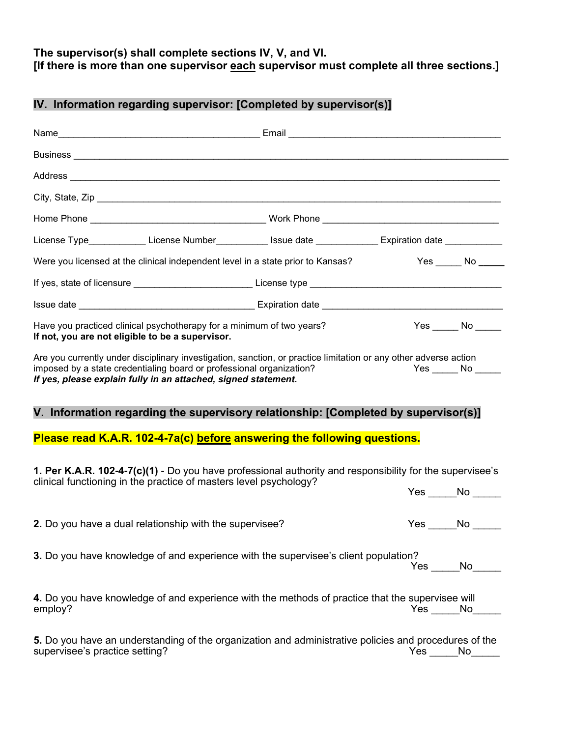**The supervisor(s) shall complete sections IV, V, and VI.**
**[If there is more than one supervisor <u>each</u> supervisor must complete all three sections.]**

## IV. Information regarding supervisor: [Completed by supervisor(s)]

Name_______________________________________ Email ________________________________________

Business __________________________________________________________________________________

Address _________________________________________________________________________________

City, State, Zip _____________________________________________________________________________

Home Phone _________________________________ Work Phone _________________________________

License Type___________ License Number__________ Issue date ____________ Expiration date ___________

Were you licensed at the clinical independent level in a state prior to Kansas? Yes _____ No _____

If yes, state of licensure ______________________ License type ____________________________________

Issue date __________________________________ Expiration date __________________________________

Have you practiced clinical psychotherapy for a minimum of two years? Yes _____ No _____
**If not, you are not eligible to be a supervisor.**

Are you currently under disciplinary investigation, sanction, or practice limitation or any other adverse action imposed by a state credentialing board or professional organization? Yes _____ No _____
***If yes, please explain fully in an attached, signed statement.***

## V. Information regarding the supervisory relationship: [Completed by supervisor(s)]

**Please read K.A.R. 102-4-7a(c) <u>before</u> answering the following questions.**

**1. Per K.A.R. 102-4-7(c)(1)** - Do you have professional authority and responsibility for the supervisee's clinical functioning in the practice of masters level psychology? Yes _____No _____

**2.** Do you have a dual relationship with the supervisee? Yes _____No _____

**3.** Do you have knowledge of and experience with the supervisee's client population? Yes _____No_____

**4.** Do you have knowledge of and experience with the methods of practice that the supervisee will employ? Yes _____No_____

**5.** Do you have an understanding of the organization and administrative policies and procedures of the supervisee's practice setting? Yes _____No_____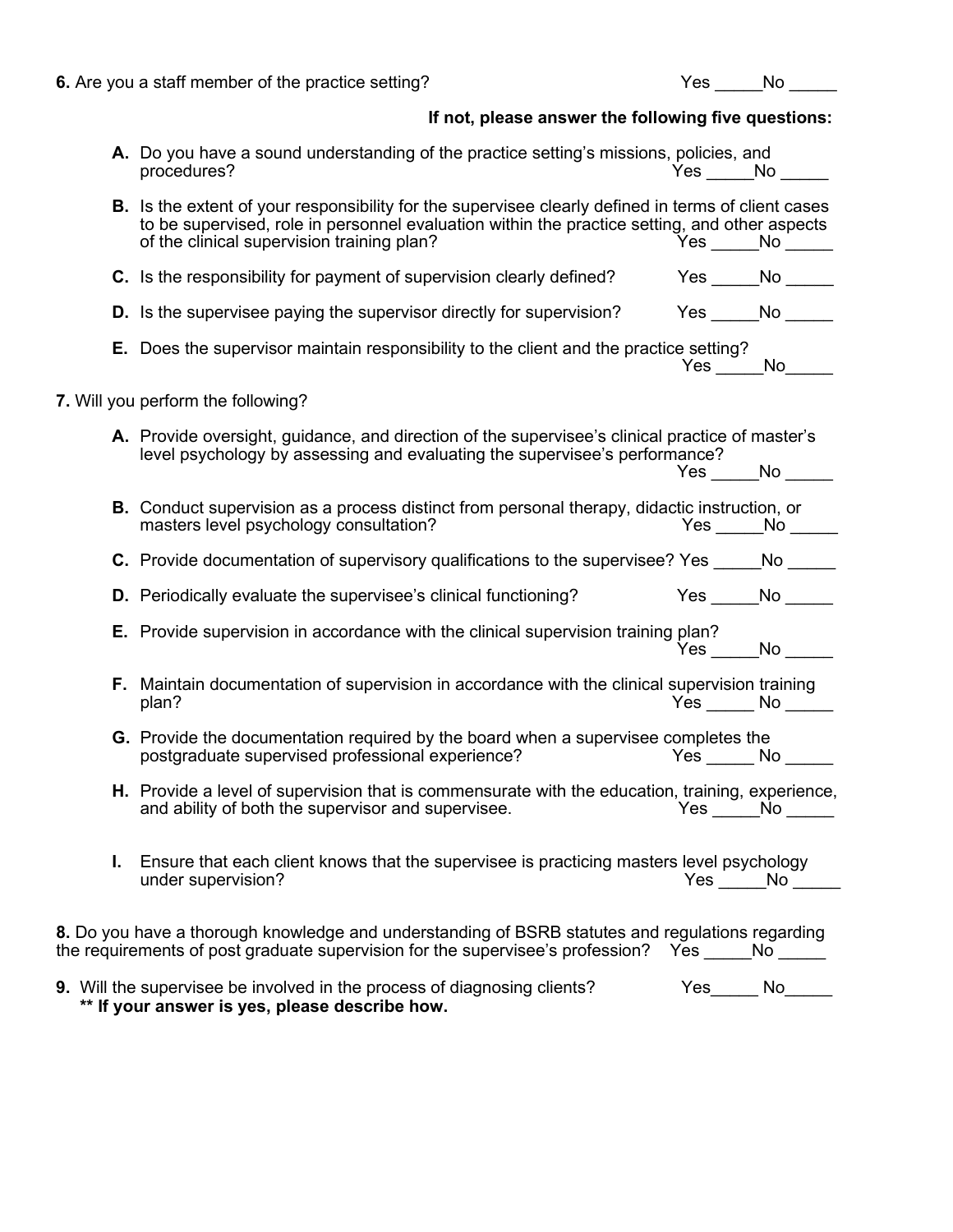**6.** Are you a staff member of the practice setting? Yes _____No _____

**If not, please answer the following five questions:**

- **A.** Do you have a sound understanding of the practice setting's missions, policies, and procedures? Yes _____No _____
- **B.** Is the extent of your responsibility for the supervisee clearly defined in terms of client cases to be supervised, role in personnel evaluation within the practice setting, and other aspects of the clinical supervision training plan? Yes _____No _____
- **C.** Is the responsibility for payment of supervision clearly defined? Yes _____No _____
- **D.** Is the supervisee paying the supervisor directly for supervision? Yes _____No _____
- **E.** Does the supervisor maintain responsibility to the client and the practice setting? Yes _____No_____

**7.** Will you perform the following?

- **A.** Provide oversight, guidance, and direction of the supervisee's clinical practice of master's level psychology by assessing and evaluating the supervisee's performance? Yes _____No _____
- **B.** Conduct supervision as a process distinct from personal therapy, didactic instruction, or masters level psychology consultation? Yes _____No _____
- **C.** Provide documentation of supervisory qualifications to the supervisee? Yes _____No _____
- **D.** Periodically evaluate the supervisee's clinical functioning? Yes _____No _____
- **E.** Provide supervision in accordance with the clinical supervision training plan? Yes _____No _____
- **F.** Maintain documentation of supervision in accordance with the clinical supervision training plan? Yes _____ No _____
- **G.** Provide the documentation required by the board when a supervisee completes the postgraduate supervised professional experience? Yes _____ No _____
- **H.** Provide a level of supervision that is commensurate with the education, training, experience, and ability of both the supervisor and supervisee. Yes _____No _____
- **I.** Ensure that each client knows that the supervisee is practicing masters level psychology under supervision? Yes _____No _____

**8.** Do you have a thorough knowledge and understanding of BSRB statutes and regulations regarding the requirements of post graduate supervision for the supervisee's profession? Yes _____No _____

**9.** Will the supervisee be involved in the process of diagnosing clients? Yes_____ No_____
**\*\* If your answer is yes, please describe how.**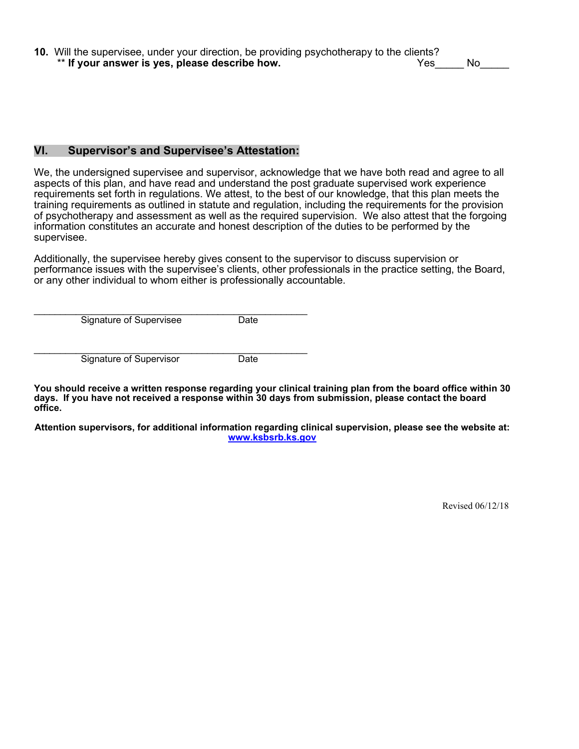**10.** Will the supervisee, under your direction, be providing psychotherapy to the clients?
** **If your answer is yes, please describe how.** Yes_____ No_____

## VI. Supervisor's and Supervisee's Attestation:

We, the undersigned supervisee and supervisor, acknowledge that we have both read and agree to all aspects of this plan, and have read and understand the post graduate supervised work experience requirements set forth in regulations. We attest, to the best of our knowledge, that this plan meets the training requirements as outlined in statute and regulation, including the requirements for the provision of psychotherapy and assessment as well as the required supervision. We also attest that the forgoing information constitutes an accurate and honest description of the duties to be performed by the supervisee.

Additionally, the supervisee hereby gives consent to the supervisor to discuss supervision or performance issues with the supervisee's clients, other professionals in the practice setting, the Board, or any other individual to whom either is professionally accountable.

_________________________________________________
Signature of Supervisee Date

_________________________________________________
Signature of Supervisor Date

**You should receive a written response regarding your clinical training plan from the board office within 30 days. If you have not received a response within 30 days from submission, please contact the board office.**

**Attention supervisors, for additional information regarding clinical supervision, please see the website at: [www.ksbsrb.ks.gov](http://www.ksbsrb.ks.gov)**

Revised 06/12/18